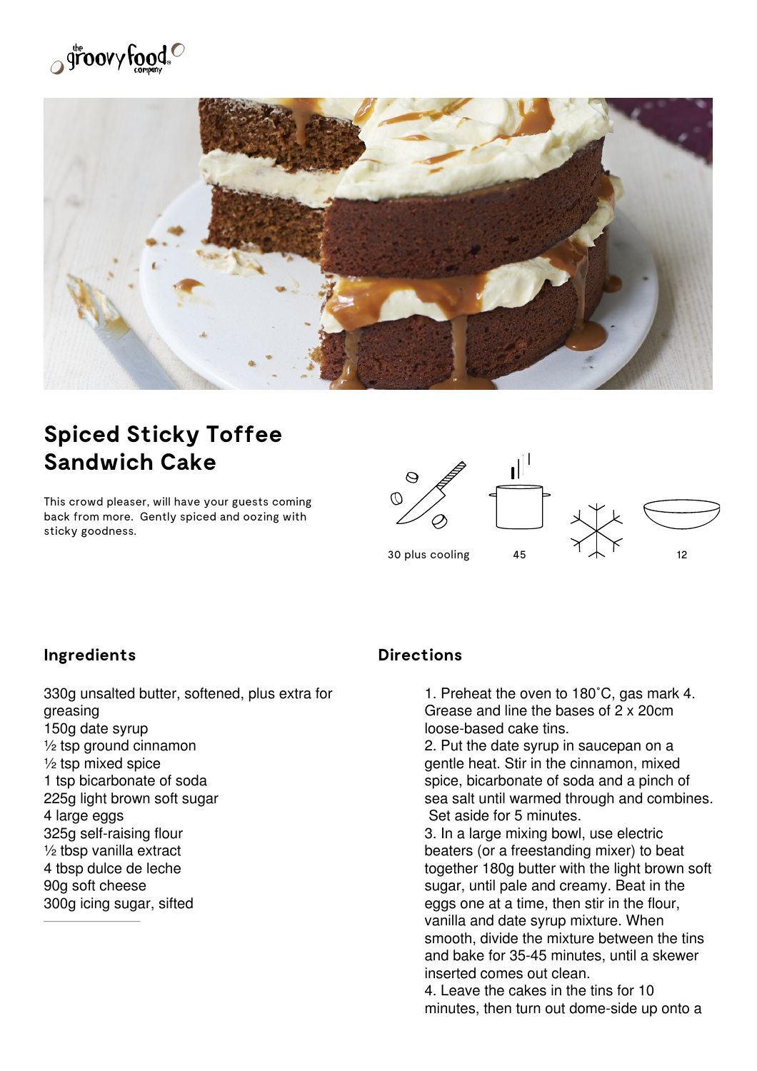# Spiced Sticky Toffee Sandwich Cake

This crowd pleaser, will have your guests coming back from more. Gently spiced and oozing with sticky goodness.

30 plus cooling | 45 | 12

## Ingredients

330g unsalted butter, softened, plus extra for greasing
150g date syrup
½ tsp ground cinnamon
½ tsp mixed spice
1 tsp bicarbonate of soda
225g light brown soft sugar
4 large eggs
325g self-raising flour
½ tbsp vanilla extract
4 tbsp dulce de leche
90g soft cheese
300g icing sugar, sifted

## Directions

1. Preheat the oven to 180˚C, gas mark 4. Grease and line the bases of 2 x 20cm loose-based cake tins.
2. Put the date syrup in saucepan on a gentle heat. Stir in the cinnamon, mixed spice, bicarbonate of soda and a pinch of sea salt until warmed through and combines. Set aside for 5 minutes.
3. In a large mixing bowl, use electric beaters (or a freestanding mixer) to beat together 180g butter with the light brown soft sugar, until pale and creamy. Beat in the eggs one at a time, then stir in the flour, vanilla and date syrup mixture. When smooth, divide the mixture between the tins and bake for 35-45 minutes, until a skewer inserted comes out clean.
4. Leave the cakes in the tins for 10 minutes, then turn out dome-side up onto a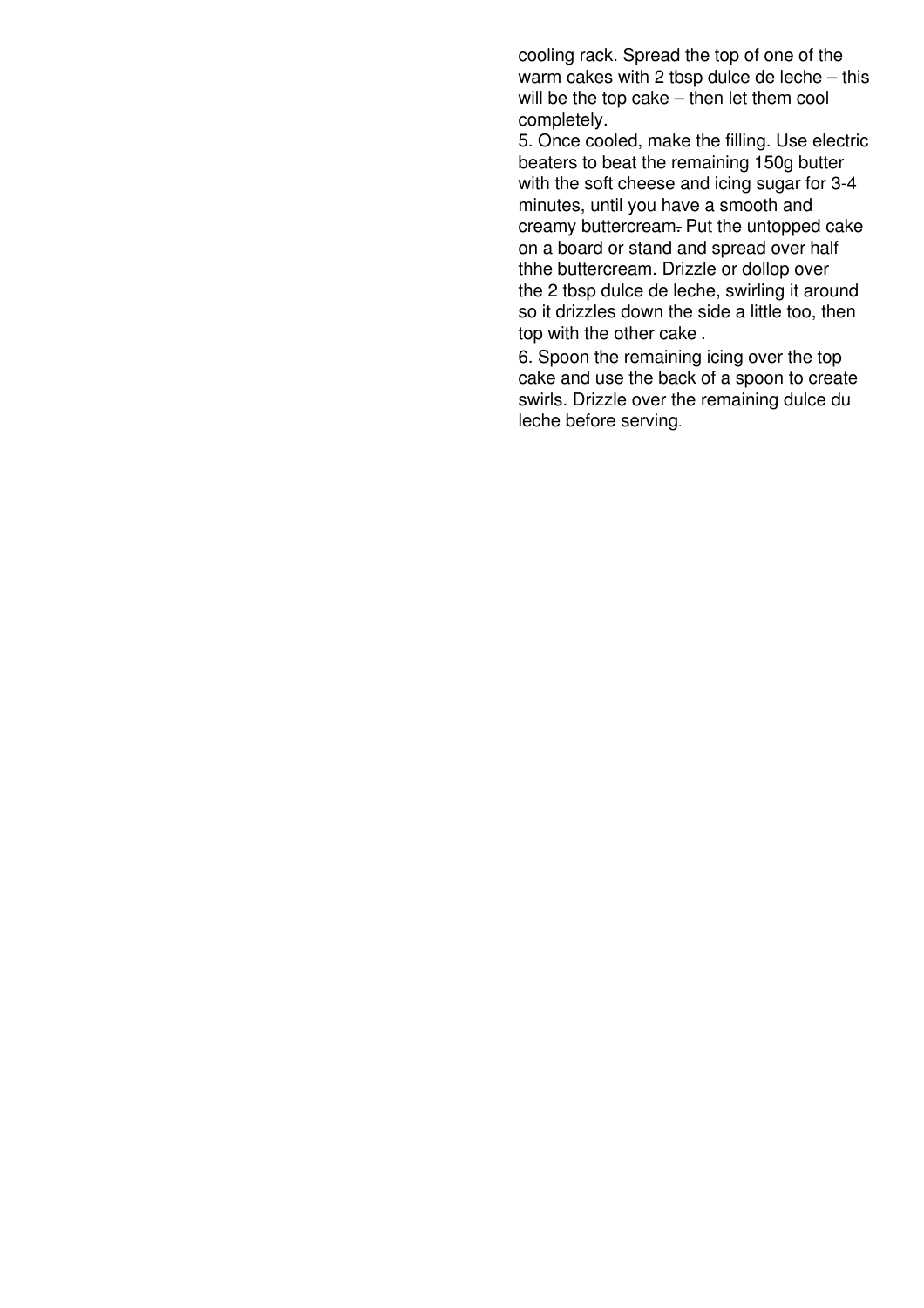cooling rack. Spread the top of one of the warm cakes with 2 tbsp dulce de leche – this will be the top cake – then let them cool completely.

5. Once cooled, make the filling. Use electric beaters to beat the remaining 150g butter with the soft cheese and icing sugar for 3-4 minutes, until you have a smooth and creamy buttercream. Put the untopped cake on a board or stand and spread over half thhe buttercream. Drizzle or dollop over the 2 tbsp dulce de leche, swirling it around so it drizzles down the side a little too, then top with the other cake .

6. Spoon the remaining icing over the top cake and use the back of a spoon to create swirls. Drizzle over the remaining dulce du leche before serving.